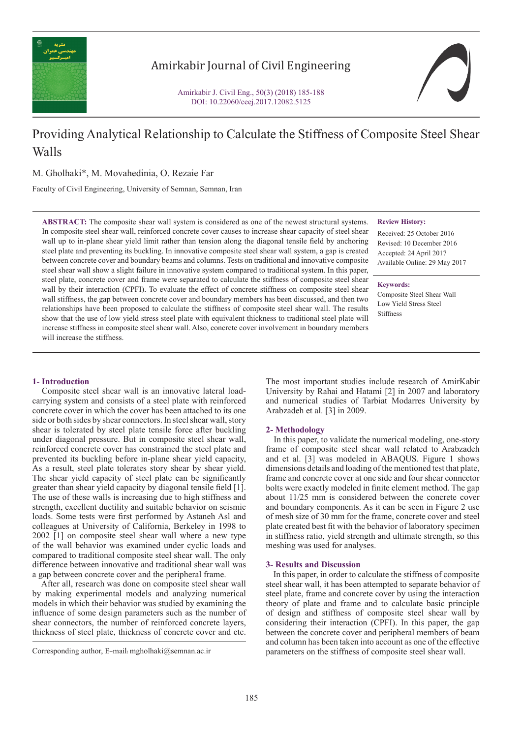# Providing Analytical Relationship to Calculate the Stiffness of Composite Steel Shear Walls

M. Gholhaki*, M. Movahedinia, O. Rezaie Far

Faculty of Civil Engineering, University of Semnan, Semnan, Iran

**ABSTRACT:** The composite shear wall system is considered as one of the newest structural systems. In composite steel shear wall, reinforced concrete cover causes to increase shear capacity of steel shear wall up to in-plane shear yield limit rather than tension along the diagonal tensile field by anchoring steel plate and preventing its buckling. In innovative composite steel shear wall system, a gap is created between concrete cover and boundary beams and columns. Tests on traditional and innovative composite steel shear wall show a slight failure in innovative system compared to traditional system. In this paper, steel plate, concrete cover and frame were separated to calculate the stiffness of composite steel shear wall by their interaction (CPFI). To evaluate the effect of concrete stiffness on composite steel shear wall stiffness, the gap between concrete cover and boundary members has been discussed, and then two relationships have been proposed to calculate the stiffness of composite steel shear wall. The results show that the use of low yield stress steel plate with equivalent thickness to traditional steel plate will increase stiffness in composite steel shear wall. Also, concrete cover involvement in boundary members will increase the stiffness.

**Review History:**

Received: 25 October 2016
Revised: 10 December 2016
Accepted: 24 April 2017
Available Online: 29 May 2017

**Keywords:**

Composite Steel Shear Wall
Low Yield Stress Steel
Stiffness

## 1- Introduction

Composite steel shear wall is an innovative lateral load-carrying system and consists of a steel plate with reinforced concrete cover in which the cover has been attached to its one side or both sides by shear connectors. In steel shear wall, story shear is tolerated by steel plate tensile force after buckling under diagonal pressure. But in composite steel shear wall, reinforced concrete cover has constrained the steel plate and prevented its buckling before in-plane shear yield capacity. As a result, steel plate tolerates story shear by shear yield. The shear yield capacity of steel plate can be significantly greater than shear yield capacity by diagonal tensile field [1]. The use of these walls is increasing due to high stiffness and strength, excellent ductility and suitable behavior on seismic loads. Some tests were first performed by Astaneh Asl and colleagues at University of California, Berkeley in 1998 to 2002 [1] on composite steel shear wall where a new type of the wall behavior was examined under cyclic loads and compared to traditional composite steel shear wall. The only difference between innovative and traditional shear wall was a gap between concrete cover and the peripheral frame.

After all, research was done on composite steel shear wall by making experimental models and analyzing numerical models in which their behavior was studied by examining the influence of some design parameters such as the number of shear connectors, the number of reinforced concrete layers, thickness of steel plate, thickness of concrete cover and etc.

Corresponding author, E-mail: mgholhaki@semnan.ac.ir

The most important studies include research of AmirKabir University by Rahai and Hatami [2] in 2007 and laboratory and numerical studies of Tarbiat Modarres University by Arabzadeh et al. [3] in 2009.

## 2- Methodology

In this paper, to validate the numerical modeling, one-story frame of composite steel shear wall related to Arabzadeh and et al. [3] was modeled in ABAQUS. Figure 1 shows dimensions details and loading of the mentioned test that plate, frame and concrete cover at one side and four shear connector bolts were exactly modeled in finite element method. The gap about 11/25 mm is considered between the concrete cover and boundary components. As it can be seen in Figure 2 use of mesh size of 30 mm for the frame, concrete cover and steel plate created best fit with the behavior of laboratory specimen in stiffness ratio, yield strength and ultimate strength, so this meshing was used for analyses.

## 3- Results and Discussion

In this paper, in order to calculate the stiffness of composite steel shear wall, it has been attempted to separate behavior of steel plate, frame and concrete cover by using the interaction theory of plate and frame and to calculate basic principle of design and stiffness of composite steel shear wall by considering their interaction (CPFI). In this paper, the gap between the concrete cover and peripheral members of beam and column has been taken into account as one of the effective parameters on the stiffness of composite steel shear wall.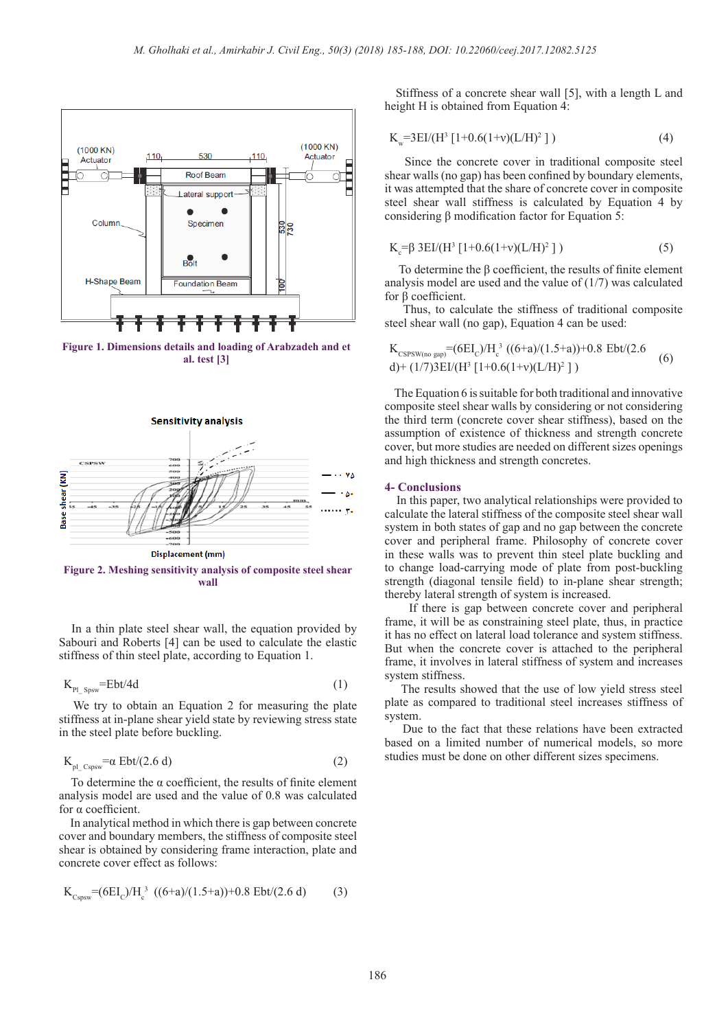Figure 1. Dimensions details and loading of Arabzadeh and et al. test [3]

Figure 2. Meshing sensitivity analysis of composite steel shear wall

In a thin plate steel shear wall, the equation provided by Sabouri and Roberts [4] can be used to calculate the elastic stiffness of thin steel plate, according to Equation 1.

$$K_{Pl\_Spsw}=Ebt/4d \quad (1)$$

We try to obtain an Equation 2 for measuring the plate stiffness at in-plane shear yield state by reviewing stress state in the steel plate before buckling.

$$K_{pl\_Cspsw}=\alpha\ Ebt/(2.6\ d) \quad (2)$$

To determine the α coefficient, the results of finite element analysis model are used and the value of 0.8 was calculated for α coefficient.

In analytical method in which there is gap between concrete cover and boundary members, the stiffness of composite steel shear is obtained by considering frame interaction, plate and concrete cover effect as follows:

$$K_{Cspsw}=(6EI_C)/H_c^3\ ((6+a)/(1.5+a))+0.8\ Ebt/(2.6\ d) \quad (3)$$

Stiffness of a concrete shear wall [5], with a length L and height H is obtained from Equation 4:

$$K_w=3EI/(H^3\ [1+0.6(1+\nu)(L/H)^2\ ]) \quad (4)$$

Since the concrete cover in traditional composite steel shear walls (no gap) has been confined by boundary elements, it was attempted that the share of concrete cover in composite steel shear wall stiffness is calculated by Equation 4 by considering β modification factor for Equation 5:

$$K_c=\beta\ 3EI/(H^3\ [1+0.6(1+\nu)(L/H)^2\ ]) \quad (5)$$

To determine the β coefficient, the results of finite element analysis model are used and the value of (1/7) was calculated for β coefficient.

Thus, to calculate the stiffness of traditional composite steel shear wall (no gap), Equation 4 can be used:

$$K_{CSPSW(no\ gap)}=(6EI_C)/H_c^3\ ((6+a)/(1.5+a))+0.8\ Ebt/(2.6\ d)+\ (1/7)3EI/(H^3\ [1+0.6(1+\nu)(L/H)^2\ ]) \quad (6)$$

The Equation 6 is suitable for both traditional and innovative composite steel shear walls by considering or not considering the third term (concrete cover shear stiffness), based on the assumption of existence of thickness and strength concrete cover, but more studies are needed on different sizes openings and high thickness and strength concretes.

## 4- Conclusions

In this paper, two analytical relationships were provided to calculate the lateral stiffness of the composite steel shear wall system in both states of gap and no gap between the concrete cover and peripheral frame. Philosophy of concrete cover in these walls was to prevent thin steel plate buckling and to change load-carrying mode of plate from post-buckling strength (diagonal tensile field) to in-plane shear strength; thereby lateral strength of system is increased.

If there is gap between concrete cover and peripheral frame, it will be as constraining steel plate, thus, in practice it has no effect on lateral load tolerance and system stiffness. But when the concrete cover is attached to the peripheral frame, it involves in lateral stiffness of system and increases system stiffness.

The results showed that the use of low yield stress steel plate as compared to traditional steel increases stiffness of system.

Due to the fact that these relations have been extracted based on a limited number of numerical models, so more studies must be done on other different sizes specimens.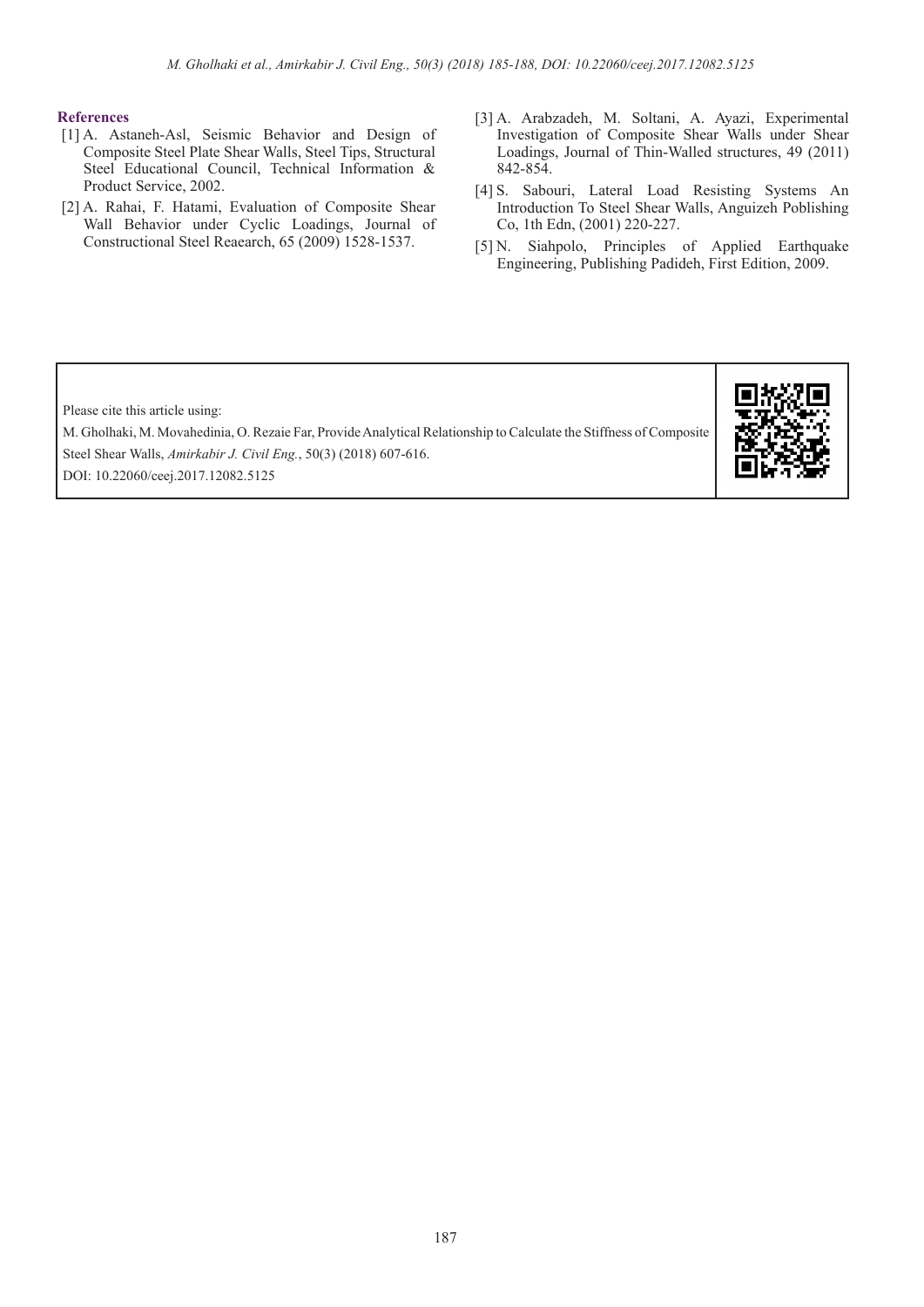### References

[1] A. Astaneh-Asl, Seismic Behavior and Design of Composite Steel Plate Shear Walls, Steel Tips, Structural Steel Educational Council, Technical Information & Product Service, 2002.

[2] A. Rahai, F. Hatami, Evaluation of Composite Shear Wall Behavior under Cyclic Loadings, Journal of Constructional Steel Reaearch, 65 (2009) 1528-1537.

[3] A. Arabzadeh, M. Soltani, A. Ayazi, Experimental Investigation of Composite Shear Walls under Shear Loadings, Journal of Thin-Walled structures, 49 (2011) 842-854.

[4] S. Sabouri, Lateral Load Resisting Systems An Introduction To Steel Shear Walls, Anguizeh Poblishing Co, 1th Edn, (2001) 220-227.

[5] N. Siahpolo, Principles of Applied Earthquake Engineering, Publishing Padideh, First Edition, 2009.

Please cite this article using:

M. Gholhaki, M. Movahedinia, O. Rezaie Far, Provide Analytical Relationship to Calculate the Stiffness of Composite Steel Shear Walls, *Amirkabir J. Civil Eng.*, 50(3) (2018) 607-616.

DOI: 10.22060/ceej.2017.12082.5125